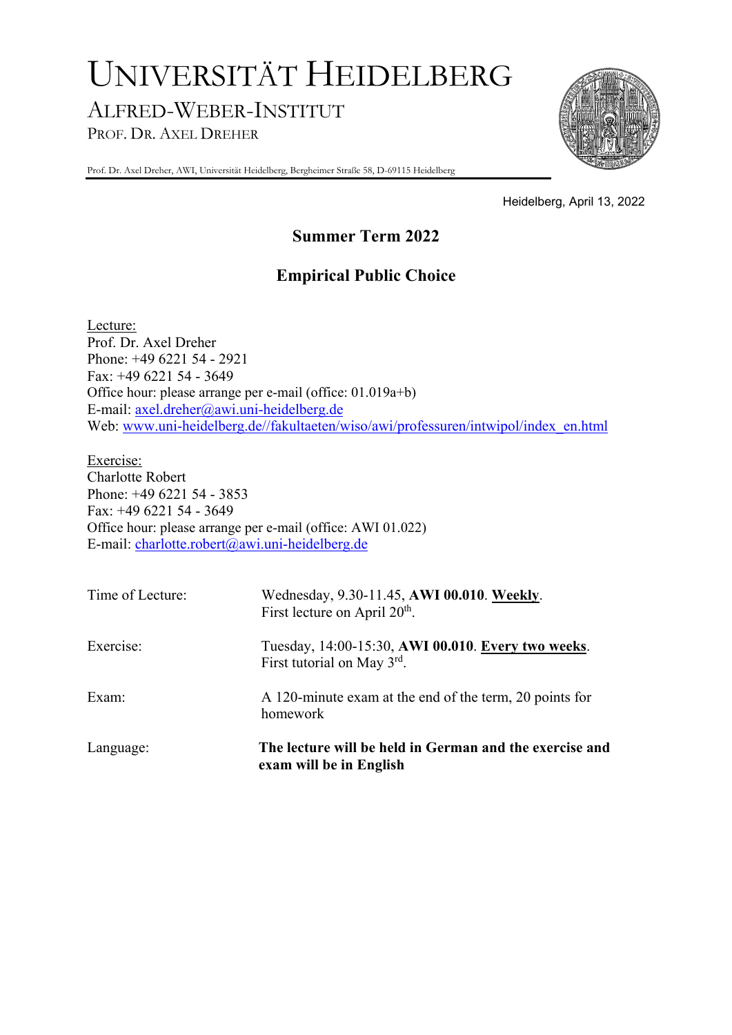# UNIVERSITÄT HEIDELBERG

## ALFRED-WEBER-INSTITUT

PROF. DR. AXEL DREHER

Prof. Dr. Axel Dreher, AWI, Universität Heidelberg, Bergheimer Straße 58, D-69115 Heidelberg

Heidelberg, April 13, 2022

## Summer Term 2022

## Empirical Public Choice

Lecture:
Prof. Dr. Axel Dreher
Phone: +49 6221 54 - 2921
Fax: +49 6221 54 - 3649
Office hour: please arrange per e-mail (office: 01.019a+b)
E-mail: axel.dreher@awi.uni-heidelberg.de
Web: www.uni-heidelberg.de//fakultaeten/wiso/awi/professuren/intwipol/index_en.html

Exercise:
Charlotte Robert
Phone: +49 6221 54 - 3853
Fax: +49 6221 54 - 3649
Office hour: please arrange per e-mail (office: AWI 01.022)
E-mail: charlotte.robert@awi.uni-heidelberg.de

| | |
|---|---|
| Time of Lecture: | Wednesday, 9.30-11.45, **AWI 00.010**. **Weekly**. First lecture on April 20th. |
| Exercise: | Tuesday, 14:00-15:30, **AWI 00.010**. **Every two weeks**. First tutorial on May 3rd. |
| Exam: | A 120-minute exam at the end of the term, 20 points for homework |
| Language: | **The lecture will be held in German and the exercise and exam will be in English** |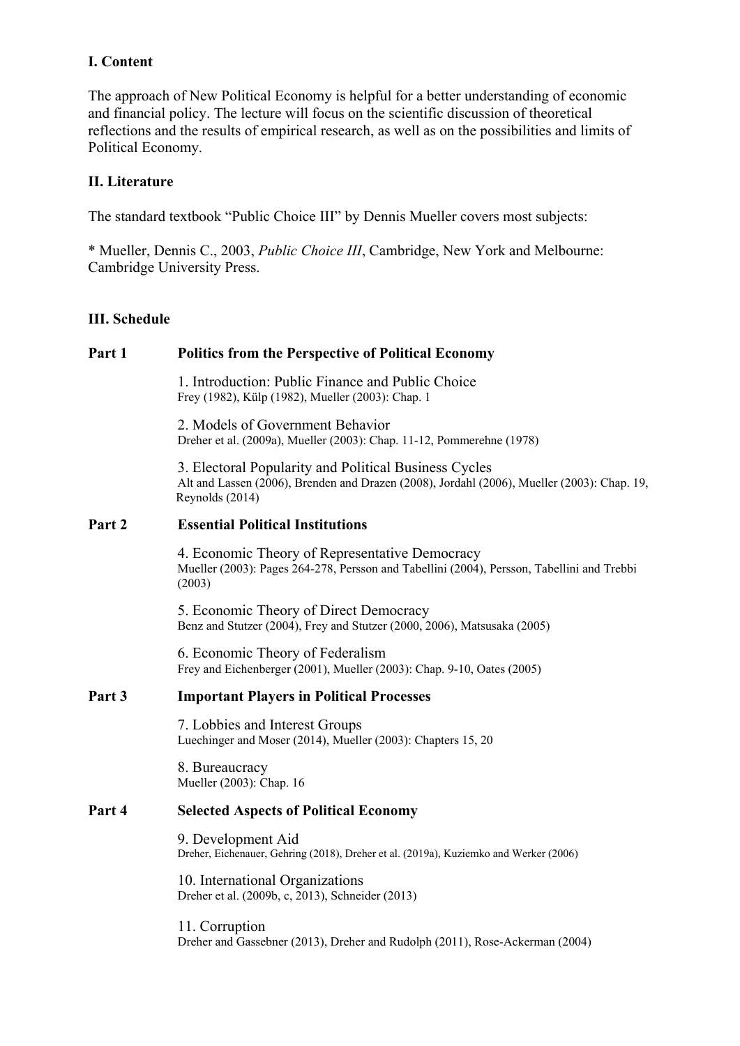## I. Content

The approach of New Political Economy is helpful for a better understanding of economic and financial policy. The lecture will focus on the scientific discussion of theoretical reflections and the results of empirical research, as well as on the possibilities and limits of Political Economy.

## II. Literature

The standard textbook "Public Choice III" by Dennis Mueller covers most subjects:

* Mueller, Dennis C., 2003, *Public Choice III*, Cambridge, New York and Melbourne: Cambridge University Press.

## III. Schedule

### Part 1 Politics from the Perspective of Political Economy

1. Introduction: Public Finance and Public Choice
   Frey (1982), Külp (1982), Mueller (2003): Chap. 1

2. Models of Government Behavior
   Dreher et al. (2009a), Mueller (2003): Chap. 11-12, Pommerehne (1978)

3. Electoral Popularity and Political Business Cycles
   Alt and Lassen (2006), Brenden and Drazen (2008), Jordahl (2006), Mueller (2003): Chap. 19, Reynolds (2014)

### Part 2 Essential Political Institutions

4. Economic Theory of Representative Democracy
   Mueller (2003): Pages 264-278, Persson and Tabellini (2004), Persson, Tabellini and Trebbi (2003)

5. Economic Theory of Direct Democracy
   Benz and Stutzer (2004), Frey and Stutzer (2000, 2006), Matsusaka (2005)

6. Economic Theory of Federalism
   Frey and Eichenberger (2001), Mueller (2003): Chap. 9-10, Oates (2005)

### Part 3 Important Players in Political Processes

7. Lobbies and Interest Groups
   Luechinger and Moser (2014), Mueller (2003): Chapters 15, 20

8. Bureaucracy
   Mueller (2003): Chap. 16

### Part 4 Selected Aspects of Political Economy

9. Development Aid
   Dreher, Eichenauer, Gehring (2018), Dreher et al. (2019a), Kuziemko and Werker (2006)

10. International Organizations
    Dreher et al. (2009b, c, 2013), Schneider (2013)

11. Corruption
    Dreher and Gassebner (2013), Dreher and Rudolph (2011), Rose-Ackerman (2004)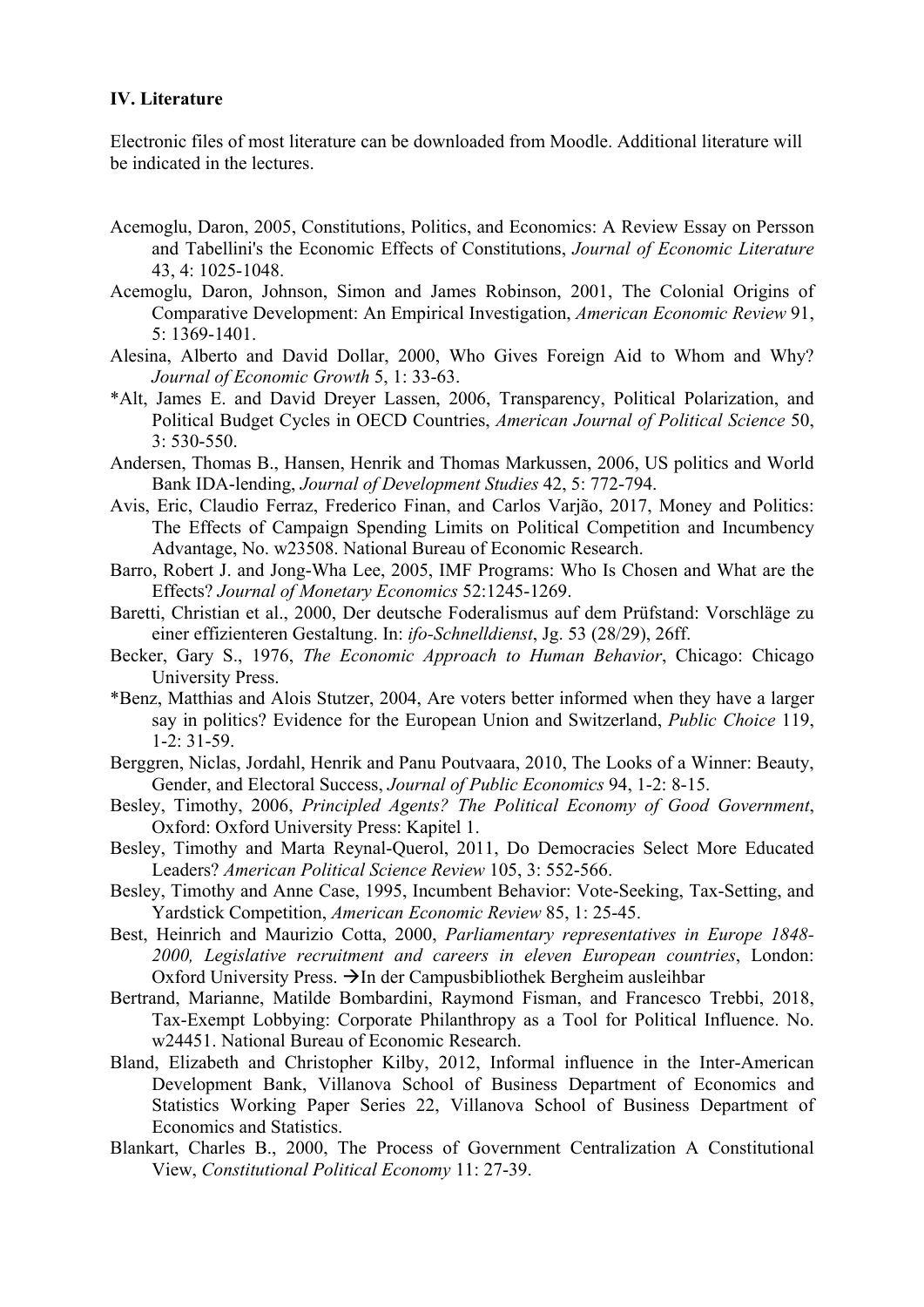**IV. Literature**

Electronic files of most literature can be downloaded from Moodle. Additional literature will be indicated in the lectures.

Acemoglu, Daron, 2005, Constitutions, Politics, and Economics: A Review Essay on Persson and Tabellini's the Economic Effects of Constitutions, *Journal of Economic Literature* 43, 4: 1025-1048.

Acemoglu, Daron, Johnson, Simon and James Robinson, 2001, The Colonial Origins of Comparative Development: An Empirical Investigation, *American Economic Review* 91, 5: 1369-1401.

Alesina, Alberto and David Dollar, 2000, Who Gives Foreign Aid to Whom and Why? *Journal of Economic Growth* 5, 1: 33-63.

*Alt, James E. and David Dreyer Lassen, 2006, Transparency, Political Polarization, and Political Budget Cycles in OECD Countries, *American Journal of Political Science* 50, 3: 530-550.

Andersen, Thomas B., Hansen, Henrik and Thomas Markussen, 2006, US politics and World Bank IDA-lending, *Journal of Development Studies* 42, 5: 772-794.

Avis, Eric, Claudio Ferraz, Frederico Finan, and Carlos Varjão, 2017, Money and Politics: The Effects of Campaign Spending Limits on Political Competition and Incumbency Advantage, No. w23508. National Bureau of Economic Research.

Barro, Robert J. and Jong-Wha Lee, 2005, IMF Programs: Who Is Chosen and What are the Effects? *Journal of Monetary Economics* 52:1245-1269.

Baretti, Christian et al., 2000, Der deutsche Foderalismus auf dem Prüfstand: Vorschläge zu einer effizienteren Gestaltung. In: *ifo-Schnelldienst*, Jg. 53 (28/29), 26ff.

Becker, Gary S., 1976, *The Economic Approach to Human Behavior*, Chicago: Chicago University Press.

*Benz, Matthias and Alois Stutzer, 2004, Are voters better informed when they have a larger say in politics? Evidence for the European Union and Switzerland, *Public Choice* 119, 1-2: 31-59.

Berggren, Niclas, Jordahl, Henrik and Panu Poutvaara, 2010, The Looks of a Winner: Beauty, Gender, and Electoral Success, *Journal of Public Economics* 94, 1-2: 8-15.

Besley, Timothy, 2006, *Principled Agents? The Political Economy of Good Government*, Oxford: Oxford University Press: Kapitel 1.

Besley, Timothy and Marta Reynal-Querol, 2011, Do Democracies Select More Educated Leaders? *American Political Science Review* 105, 3: 552-566.

Besley, Timothy and Anne Case, 1995, Incumbent Behavior: Vote-Seeking, Tax-Setting, and Yardstick Competition, *American Economic Review* 85, 1: 25-45.

Best, Heinrich and Maurizio Cotta, 2000, *Parliamentary representatives in Europe 1848-2000, Legislative recruitment and careers in eleven European countries*, London: Oxford University Press. →In der Campusbibliothek Bergheim ausleihbar

Bertrand, Marianne, Matilde Bombardini, Raymond Fisman, and Francesco Trebbi, 2018, Tax-Exempt Lobbying: Corporate Philanthropy as a Tool for Political Influence. No. w24451. National Bureau of Economic Research.

Bland, Elizabeth and Christopher Kilby, 2012, Informal influence in the Inter-American Development Bank, Villanova School of Business Department of Economics and Statistics Working Paper Series 22, Villanova School of Business Department of Economics and Statistics.

Blankart, Charles B., 2000, The Process of Government Centralization A Constitutional View, *Constitutional Political Economy* 11: 27-39.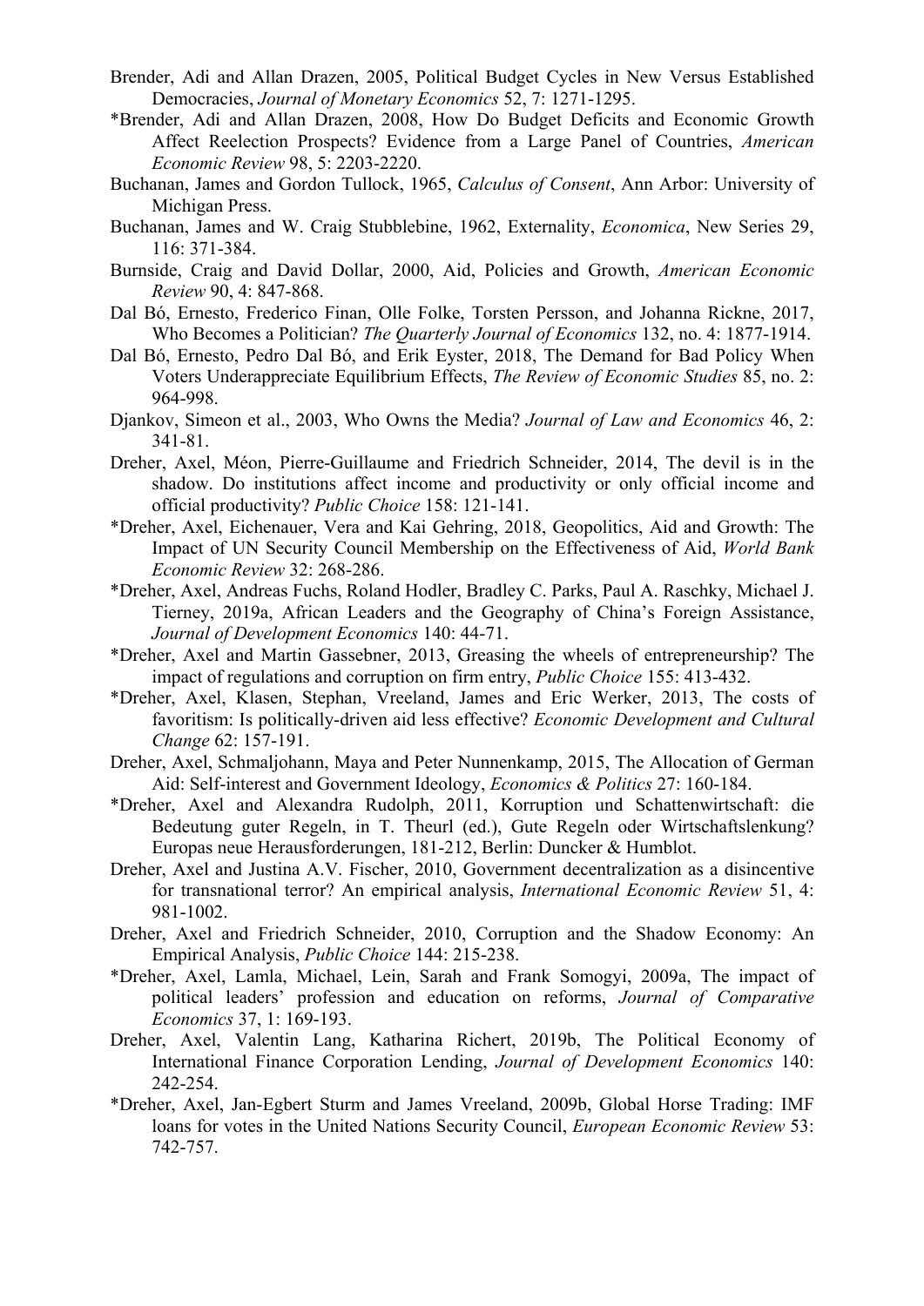Brender, Adi and Allan Drazen, 2005, Political Budget Cycles in New Versus Established Democracies, *Journal of Monetary Economics* 52, 7: 1271-1295.

*Brender, Adi and Allan Drazen, 2008, How Do Budget Deficits and Economic Growth Affect Reelection Prospects? Evidence from a Large Panel of Countries, *American Economic Review* 98, 5: 2203-2220.

Buchanan, James and Gordon Tullock, 1965, *Calculus of Consent*, Ann Arbor: University of Michigan Press.

Buchanan, James and W. Craig Stubblebine, 1962, Externality, *Economica*, New Series 29, 116: 371-384.

Burnside, Craig and David Dollar, 2000, Aid, Policies and Growth, *American Economic Review* 90, 4: 847-868.

Dal Bó, Ernesto, Frederico Finan, Olle Folke, Torsten Persson, and Johanna Rickne, 2017, Who Becomes a Politician? *The Quarterly Journal of Economics* 132, no. 4: 1877-1914.

Dal Bó, Ernesto, Pedro Dal Bó, and Erik Eyster, 2018, The Demand for Bad Policy When Voters Underappreciate Equilibrium Effects, *The Review of Economic Studies* 85, no. 2: 964-998.

Djankov, Simeon et al., 2003, Who Owns the Media? *Journal of Law and Economics* 46, 2: 341-81.

Dreher, Axel, Méon, Pierre-Guillaume and Friedrich Schneider, 2014, The devil is in the shadow. Do institutions affect income and productivity or only official income and official productivity? *Public Choice* 158: 121-141.

*Dreher, Axel, Eichenauer, Vera and Kai Gehring, 2018, Geopolitics, Aid and Growth: The Impact of UN Security Council Membership on the Effectiveness of Aid, *World Bank Economic Review* 32: 268-286.

*Dreher, Axel, Andreas Fuchs, Roland Hodler, Bradley C. Parks, Paul A. Raschky, Michael J. Tierney, 2019a, African Leaders and the Geography of China's Foreign Assistance, *Journal of Development Economics* 140: 44-71.

*Dreher, Axel and Martin Gassebner, 2013, Greasing the wheels of entrepreneurship? The impact of regulations and corruption on firm entry, *Public Choice* 155: 413-432.

*Dreher, Axel, Klasen, Stephan, Vreeland, James and Eric Werker, 2013, The costs of favoritism: Is politically-driven aid less effective? *Economic Development and Cultural Change* 62: 157-191.

Dreher, Axel, Schmaljohann, Maya and Peter Nunnenkamp, 2015, The Allocation of German Aid: Self-interest and Government Ideology, *Economics & Politics* 27: 160-184.

*Dreher, Axel and Alexandra Rudolph, 2011, Korruption und Schattenwirtschaft: die Bedeutung guter Regeln, in T. Theurl (ed.), Gute Regeln oder Wirtschaftslenkung? Europas neue Herausforderungen, 181-212, Berlin: Duncker & Humblot.

Dreher, Axel and Justina A.V. Fischer, 2010, Government decentralization as a disincentive for transnational terror? An empirical analysis, *International Economic Review* 51, 4: 981-1002.

Dreher, Axel and Friedrich Schneider, 2010, Corruption and the Shadow Economy: An Empirical Analysis, *Public Choice* 144: 215-238.

*Dreher, Axel, Lamla, Michael, Lein, Sarah and Frank Somogyi, 2009a, The impact of political leaders' profession and education on reforms, *Journal of Comparative Economics* 37, 1: 169-193.

Dreher, Axel, Valentin Lang, Katharina Richert, 2019b, The Political Economy of International Finance Corporation Lending, *Journal of Development Economics* 140: 242-254.

*Dreher, Axel, Jan-Egbert Sturm and James Vreeland, 2009b, Global Horse Trading: IMF loans for votes in the United Nations Security Council, *European Economic Review* 53: 742-757.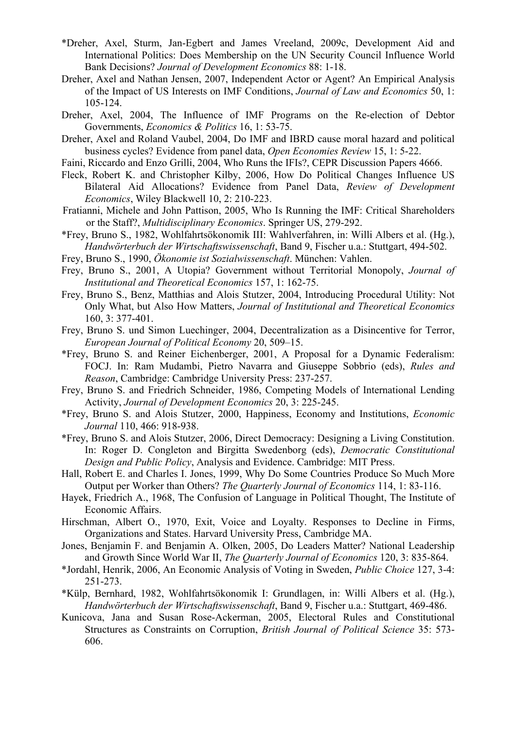*Dreher, Axel, Sturm, Jan-Egbert and James Vreeland, 2009c, Development Aid and International Politics: Does Membership on the UN Security Council Influence World Bank Decisions? *Journal of Development Economics* 88: 1-18.

Dreher, Axel and Nathan Jensen, 2007, Independent Actor or Agent? An Empirical Analysis of the Impact of US Interests on IMF Conditions, *Journal of Law and Economics* 50, 1: 105-124.

Dreher, Axel, 2004, The Influence of IMF Programs on the Re-election of Debtor Governments, *Economics & Politics* 16, 1: 53-75.

Dreher, Axel and Roland Vaubel, 2004, Do IMF and IBRD cause moral hazard and political business cycles? Evidence from panel data, *Open Economies Review* 15, 1: 5-22.

Faini, Riccardo and Enzo Grilli, 2004, Who Runs the IFIs?, CEPR Discussion Papers 4666.

Fleck, Robert K. and Christopher Kilby, 2006, How Do Political Changes Influence US Bilateral Aid Allocations? Evidence from Panel Data, *Review of Development Economics*, Wiley Blackwell 10, 2: 210-223.

Fratianni, Michele and John Pattison, 2005, Who Is Running the IMF: Critical Shareholders or the Staff?, *Multidisciplinary Economics*. Springer US, 279-292.

*Frey, Bruno S., 1982, Wohlfahrtsökonomik III: Wahlverfahren, in: Willi Albers et al. (Hg.), *Handwörterbuch der Wirtschaftswissenschaft*, Band 9, Fischer u.a.: Stuttgart, 494-502.

Frey, Bruno S., 1990, *Ökonomie ist Sozialwissenschaft*. München: Vahlen.

Frey, Bruno S., 2001, A Utopia? Government without Territorial Monopoly, *Journal of Institutional and Theoretical Economics* 157, 1: 162-75.

Frey, Bruno S., Benz, Matthias and Alois Stutzer, 2004, Introducing Procedural Utility: Not Only What, but Also How Matters, *Journal of Institutional and Theoretical Economics* 160, 3: 377-401.

Frey, Bruno S. und Simon Luechinger, 2004, Decentralization as a Disincentive for Terror, *European Journal of Political Economy* 20, 509–15.

*Frey, Bruno S. and Reiner Eichenberger, 2001, A Proposal for a Dynamic Federalism: FOCJ. In: Ram Mudambi, Pietro Navarra and Giuseppe Sobbrio (eds), *Rules and Reason*, Cambridge: Cambridge University Press: 237-257.

Frey, Bruno S. and Friedrich Schneider, 1986, Competing Models of International Lending Activity, *Journal of Development Economics* 20, 3: 225-245.

*Frey, Bruno S. and Alois Stutzer, 2000, Happiness, Economy and Institutions, *Economic Journal* 110, 466: 918-938.

*Frey, Bruno S. and Alois Stutzer, 2006, Direct Democracy: Designing a Living Constitution. In: Roger D. Congleton and Birgitta Swedenborg (eds), *Democratic Constitutional Design and Public Policy*, Analysis and Evidence. Cambridge: MIT Press.

Hall, Robert E. and Charles I. Jones, 1999, Why Do Some Countries Produce So Much More Output per Worker than Others? *The Quarterly Journal of Economics* 114, 1: 83-116.

Hayek, Friedrich A., 1968, The Confusion of Language in Political Thought, The Institute of Economic Affairs.

Hirschman, Albert O., 1970, Exit, Voice and Loyalty. Responses to Decline in Firms, Organizations and States. Harvard University Press, Cambridge MA.

Jones, Benjamin F. and Benjamin A. Olken, 2005, Do Leaders Matter? National Leadership and Growth Since World War II, *The Quarterly Journal of Economics* 120, 3: 835-864.

*Jordahl, Henrik, 2006, An Economic Analysis of Voting in Sweden, *Public Choice* 127, 3-4: 251-273.

*Külp, Bernhard, 1982, Wohlfahrtsökonomik I: Grundlagen, in: Willi Albers et al. (Hg.), *Handwörterbuch der Wirtschaftswissenschaft*, Band 9, Fischer u.a.: Stuttgart, 469-486.

Kunicova, Jana and Susan Rose-Ackerman, 2005, Electoral Rules and Constitutional Structures as Constraints on Corruption, *British Journal of Political Science* 35: 573-606.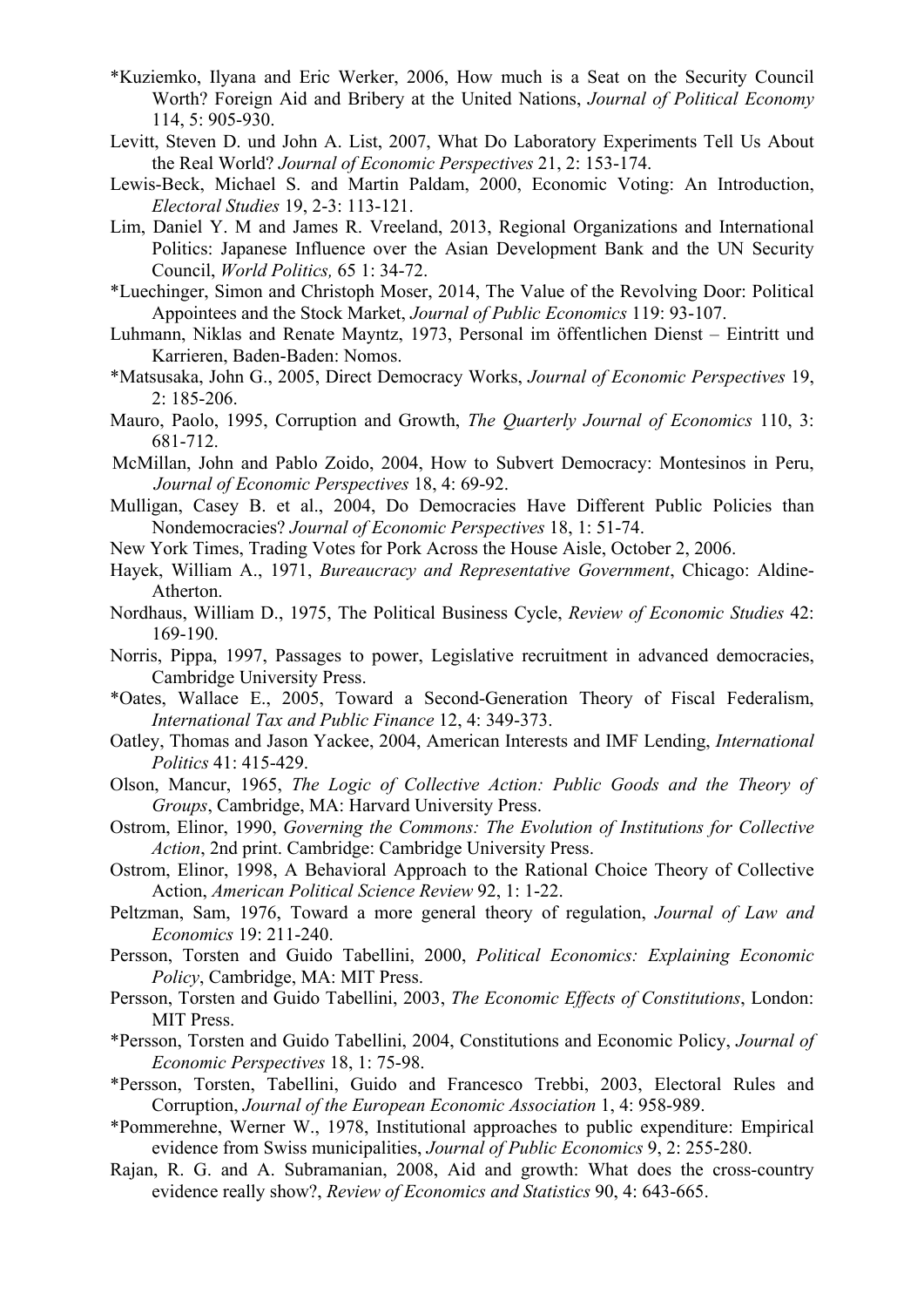*Kuziemko, Ilyana and Eric Werker, 2006, How much is a Seat on the Security Council Worth? Foreign Aid and Bribery at the United Nations, *Journal of Political Economy* 114, 5: 905-930.

Levitt, Steven D. und John A. List, 2007, What Do Laboratory Experiments Tell Us About the Real World? *Journal of Economic Perspectives* 21, 2: 153-174.

Lewis-Beck, Michael S. and Martin Paldam, 2000, Economic Voting: An Introduction, *Electoral Studies* 19, 2-3: 113-121.

Lim, Daniel Y. M and James R. Vreeland, 2013, Regional Organizations and International Politics: Japanese Influence over the Asian Development Bank and the UN Security Council, *World Politics,* 65 1: 34-72.

*Luechinger, Simon and Christoph Moser, 2014, The Value of the Revolving Door: Political Appointees and the Stock Market, *Journal of Public Economics* 119: 93-107.

Luhmann, Niklas and Renate Mayntz, 1973, Personal im öffentlichen Dienst – Eintritt und Karrieren, Baden-Baden: Nomos.

*Matsusaka, John G., 2005, Direct Democracy Works, *Journal of Economic Perspectives* 19, 2: 185-206.

Mauro, Paolo, 1995, Corruption and Growth, *The Quarterly Journal of Economics* 110, 3: 681-712.

McMillan, John and Pablo Zoido, 2004, How to Subvert Democracy: Montesinos in Peru, *Journal of Economic Perspectives* 18, 4: 69-92.

Mulligan, Casey B. et al., 2004, Do Democracies Have Different Public Policies than Nondemocracies? *Journal of Economic Perspectives* 18, 1: 51-74.

New York Times, Trading Votes for Pork Across the House Aisle, October 2, 2006.

Hayek, William A., 1971, *Bureaucracy and Representative Government*, Chicago: Aldine-Atherton.

Nordhaus, William D., 1975, The Political Business Cycle, *Review of Economic Studies* 42: 169-190.

Norris, Pippa, 1997, Passages to power, Legislative recruitment in advanced democracies, Cambridge University Press.

*Oates, Wallace E., 2005, Toward a Second-Generation Theory of Fiscal Federalism, *International Tax and Public Finance* 12, 4: 349-373.

Oatley, Thomas and Jason Yackee, 2004, American Interests and IMF Lending, *International Politics* 41: 415-429.

Olson, Mancur, 1965, *The Logic of Collective Action: Public Goods and the Theory of Groups*, Cambridge, MA: Harvard University Press.

Ostrom, Elinor, 1990, *Governing the Commons: The Evolution of Institutions for Collective Action*, 2nd print. Cambridge: Cambridge University Press.

Ostrom, Elinor, 1998, A Behavioral Approach to the Rational Choice Theory of Collective Action, *American Political Science Review* 92, 1: 1-22.

Peltzman, Sam, 1976, Toward a more general theory of regulation, *Journal of Law and Economics* 19: 211-240.

Persson, Torsten and Guido Tabellini, 2000, *Political Economics: Explaining Economic Policy*, Cambridge, MA: MIT Press.

Persson, Torsten and Guido Tabellini, 2003, *The Economic Effects of Constitutions*, London: MIT Press.

*Persson, Torsten and Guido Tabellini, 2004, Constitutions and Economic Policy, *Journal of Economic Perspectives* 18, 1: 75-98.

*Persson, Torsten, Tabellini, Guido and Francesco Trebbi, 2003, Electoral Rules and Corruption, *Journal of the European Economic Association* 1, 4: 958-989.

*Pommerehne, Werner W., 1978, Institutional approaches to public expenditure: Empirical evidence from Swiss municipalities, *Journal of Public Economics* 9, 2: 255-280.

Rajan, R. G. and A. Subramanian, 2008, Aid and growth: What does the cross-country evidence really show?, *Review of Economics and Statistics* 90, 4: 643-665.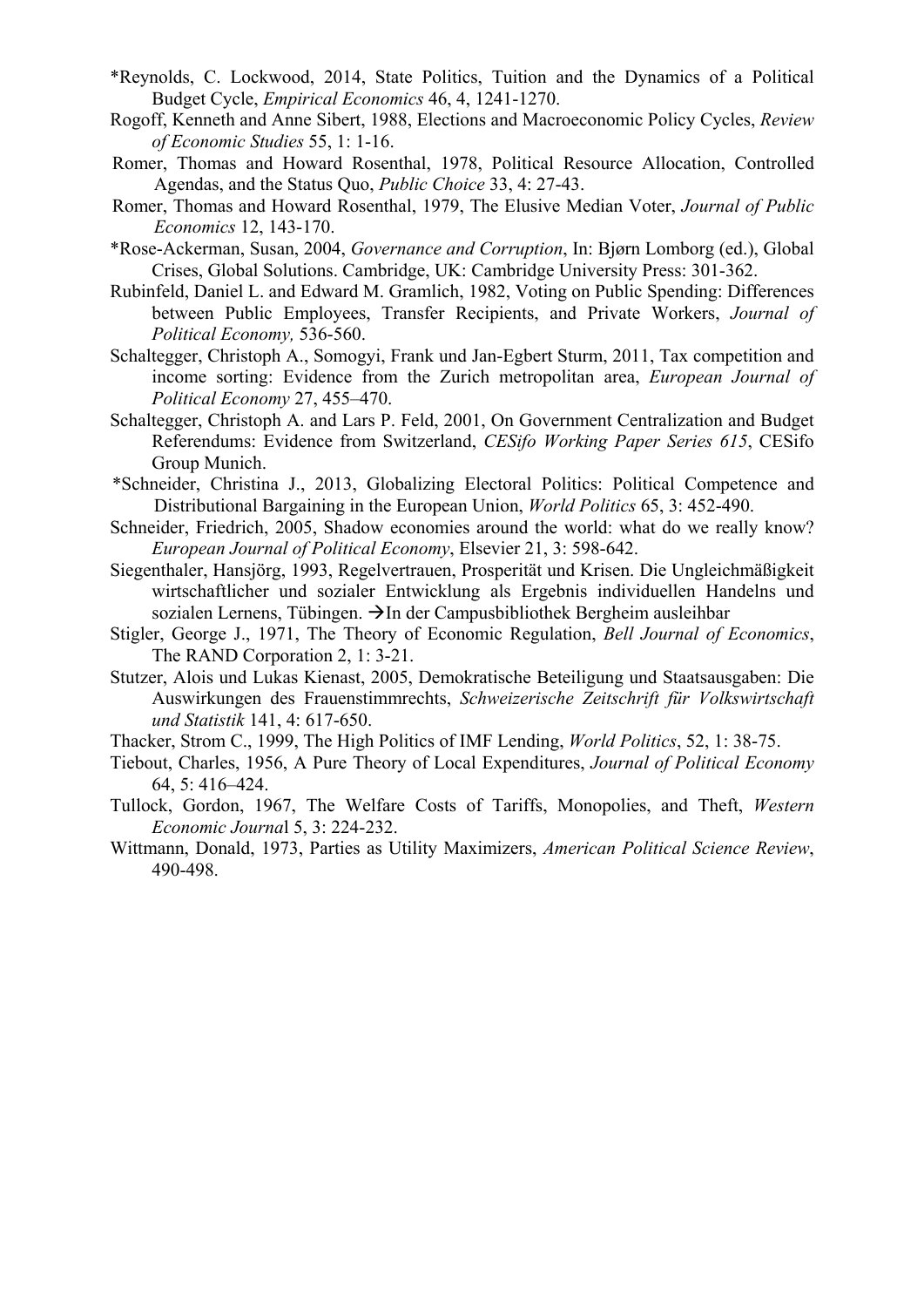*Reynolds, C. Lockwood, 2014, State Politics, Tuition and the Dynamics of a Political Budget Cycle, *Empirical Economics* 46, 4, 1241-1270.

Rogoff, Kenneth and Anne Sibert, 1988, Elections and Macroeconomic Policy Cycles, *Review of Economic Studies* 55, 1: 1-16.

Romer, Thomas and Howard Rosenthal, 1978, Political Resource Allocation, Controlled Agendas, and the Status Quo, *Public Choice* 33, 4: 27-43.

Romer, Thomas and Howard Rosenthal, 1979, The Elusive Median Voter, *Journal of Public Economics* 12, 143-170.

*Rose-Ackerman, Susan, 2004, *Governance and Corruption*, In: Bjørn Lomborg (ed.), Global Crises, Global Solutions. Cambridge, UK: Cambridge University Press: 301-362.

Rubinfeld, Daniel L. and Edward M. Gramlich, 1982, Voting on Public Spending: Differences between Public Employees, Transfer Recipients, and Private Workers, *Journal of Political Economy,* 536-560.

Schaltegger, Christoph A., Somogyi, Frank und Jan-Egbert Sturm, 2011, Tax competition and income sorting: Evidence from the Zurich metropolitan area, *European Journal of Political Economy* 27, 455–470.

Schaltegger, Christoph A. and Lars P. Feld, 2001, On Government Centralization and Budget Referendums: Evidence from Switzerland, *CESifo Working Paper Series 615*, CESifo Group Munich.

*Schneider, Christina J., 2013, Globalizing Electoral Politics: Political Competence and Distributional Bargaining in the European Union, *World Politics* 65, 3: 452-490.

Schneider, Friedrich, 2005, Shadow economies around the world: what do we really know? *European Journal of Political Economy*, Elsevier 21, 3: 598-642.

Siegenthaler, Hansjörg, 1993, Regelvertrauen, Prosperität und Krisen. Die Ungleichmäßigkeit wirtschaftlicher und sozialer Entwicklung als Ergebnis individuellen Handelns und sozialen Lernens, Tübingen. →In der Campusbibliothek Bergheim ausleihbar

Stigler, George J., 1971, The Theory of Economic Regulation, *Bell Journal of Economics*, The RAND Corporation 2, 1: 3-21.

Stutzer, Alois und Lukas Kienast, 2005, Demokratische Beteiligung und Staatsausgaben: Die Auswirkungen des Frauenstimmrechts, *Schweizerische Zeitschrift für Volkswirtschaft und Statistik* 141, 4: 617-650.

Thacker, Strom C., 1999, The High Politics of IMF Lending, *World Politics*, 52, 1: 38-75.

Tiebout, Charles, 1956, A Pure Theory of Local Expenditures, *Journal of Political Economy* 64, 5: 416–424.

Tullock, Gordon, 1967, The Welfare Costs of Tariffs, Monopolies, and Theft, *Western Economic Journa*l 5, 3: 224-232.

Wittmann, Donald, 1973, Parties as Utility Maximizers, *American Political Science Review*, 490-498.